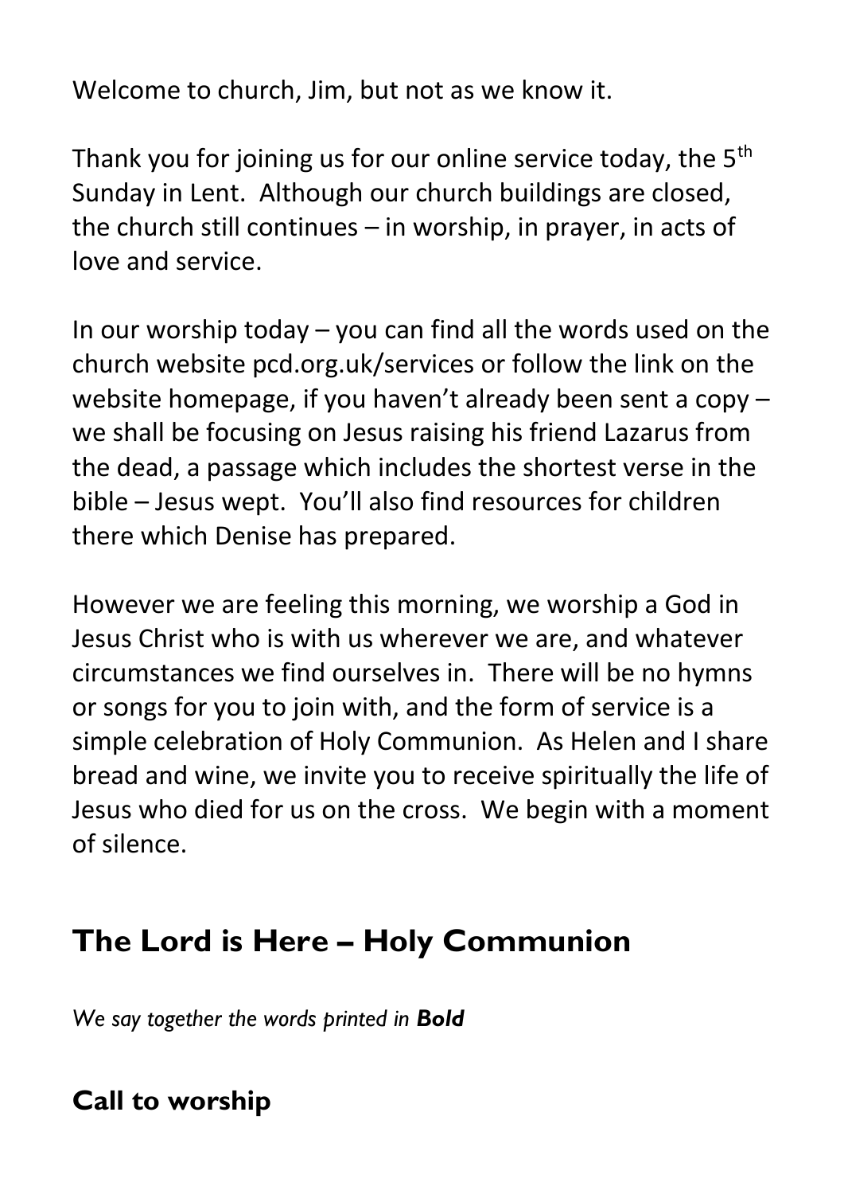Welcome to church, Jim, but not as we know it.

Thank you for joining us for our online service today, the 5th Sunday in Lent. Although our church buildings are closed, the church still continues – in worship, in prayer, in acts of love and service.

In our worship today – you can find all the words used on the church website pcd.org.uk/services or follow the link on the website homepage, if you haven't already been sent a copy – we shall be focusing on Jesus raising his friend Lazarus from the dead, a passage which includes the shortest verse in the bible – Jesus wept. You'll also find resources for children there which Denise has prepared.

However we are feeling this morning, we worship a God in Jesus Christ who is with us wherever we are, and whatever circumstances we find ourselves in. There will be no hymns or songs for you to join with, and the form of service is a simple celebration of Holy Communion. As Helen and I share bread and wine, we invite you to receive spiritually the life of Jesus who died for us on the cross. We begin with a moment of silence.

## The Lord is Here – Holy Communion

*We say together the words printed in* ***Bold***

### Call to worship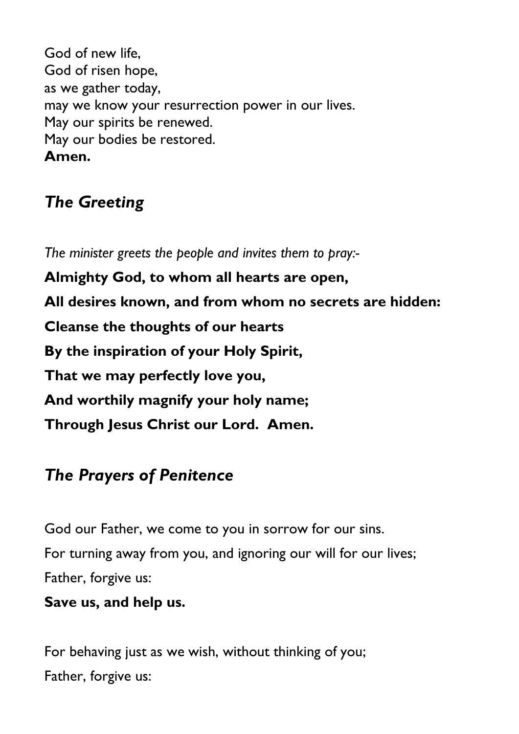God of new life,
God of risen hope,
as we gather today,
may we know your resurrection power in our lives.
May our spirits be renewed.
May our bodies be restored.
**Amen.**

## *The Greeting*

*The minister greets the people and invites them to pray:-*

**Almighty God, to whom all hearts are open,**

**All desires known, and from whom no secrets are hidden:**

**Cleanse the thoughts of our hearts**

**By the inspiration of your Holy Spirit,**

**That we may perfectly love you,**

**And worthily magnify your holy name;**

**Through Jesus Christ our Lord. Amen.**

## *The Prayers of Penitence*

God our Father, we come to you in sorrow for our sins.

For turning away from you, and ignoring our will for our lives;

Father, forgive us:

**Save us, and help us.**

For behaving just as we wish, without thinking of you;

Father, forgive us: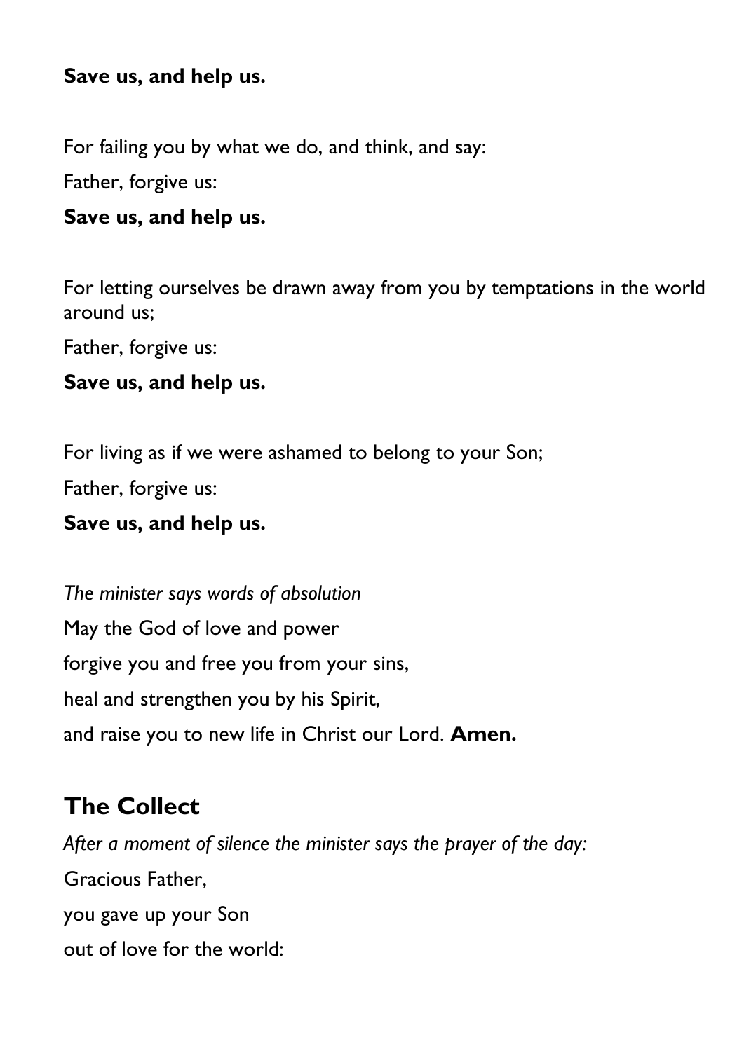**Save us, and help us.**

For failing you by what we do, and think, and say:

Father, forgive us:

**Save us, and help us.**

For letting ourselves be drawn away from you by temptations in the world around us;

Father, forgive us:

**Save us, and help us.**

For living as if we were ashamed to belong to your Son;

Father, forgive us:

**Save us, and help us.**

*The minister says words of absolution*

May the God of love and power

forgive you and free you from your sins,

heal and strengthen you by his Spirit,

and raise you to new life in Christ our Lord. **Amen.**

## The Collect

*After a moment of silence the minister says the prayer of the day:*

Gracious Father,

you gave up your Son

out of love for the world: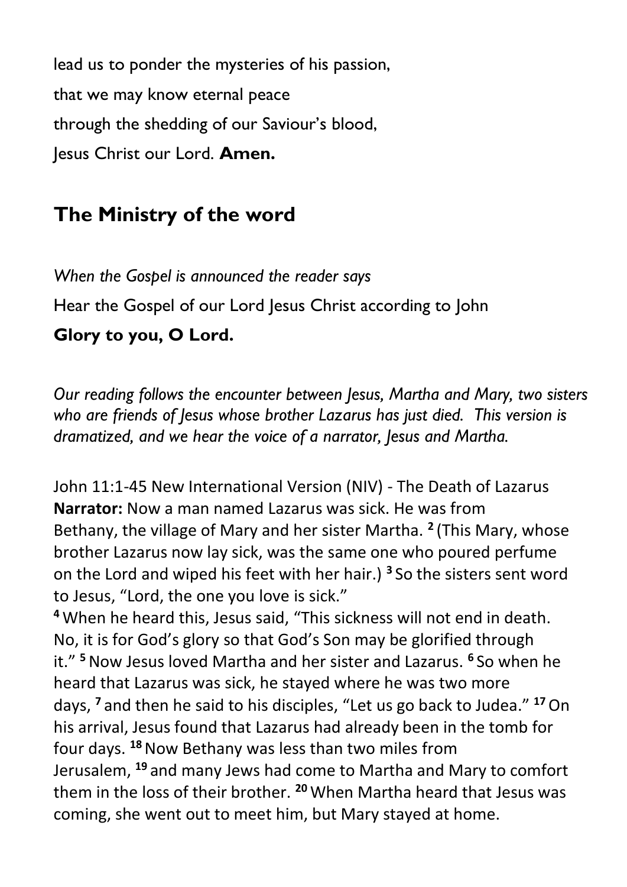lead us to ponder the mysteries of his passion,
that we may know eternal peace
through the shedding of our Saviour's blood,
Jesus Christ our Lord. **Amen.**

## The Ministry of the word

*When the Gospel is announced the reader says*

Hear the Gospel of our Lord Jesus Christ according to John

**Glory to you, O Lord.**

*Our reading follows the encounter between Jesus, Martha and Mary, two sisters who are friends of Jesus whose brother Lazarus has just died. This version is dramatized, and we hear the voice of a narrator, Jesus and Martha.*

John 11:1-45 New International Version (NIV) - The Death of Lazarus
**Narrator:** Now a man named Lazarus was sick. He was from Bethany, the village of Mary and her sister Martha. [2] (This Mary, whose brother Lazarus now lay sick, was the same one who poured perfume on the Lord and wiped his feet with her hair.) [3] So the sisters sent word to Jesus, "Lord, the one you love is sick."
[4] When he heard this, Jesus said, "This sickness will not end in death. No, it is for God's glory so that God's Son may be glorified through it." [5] Now Jesus loved Martha and her sister and Lazarus. [6] So when he heard that Lazarus was sick, he stayed where he was two more days, [7] and then he said to his disciples, "Let us go back to Judea." [17] On his arrival, Jesus found that Lazarus had already been in the tomb for four days. [18] Now Bethany was less than two miles from Jerusalem, [19] and many Jews had come to Martha and Mary to comfort them in the loss of their brother. [20] When Martha heard that Jesus was coming, she went out to meet him, but Mary stayed at home.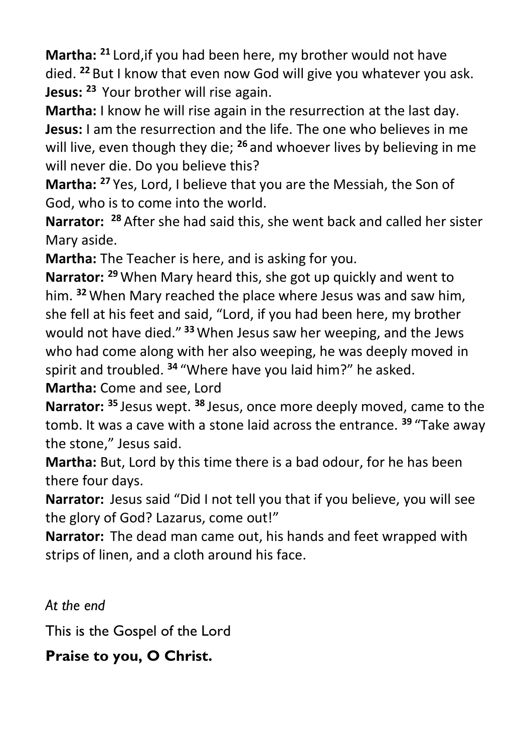**Martha:** [21] Lord,if you had been here, my brother would not have died. [22] But I know that even now God will give you whatever you ask.
**Jesus:** [23] Your brother will rise again.
**Martha:** I know he will rise again in the resurrection at the last day.
**Jesus:** I am the resurrection and the life. The one who believes in me will live, even though they die; [26] and whoever lives by believing in me will never die. Do you believe this?
**Martha:** [27] Yes, Lord, I believe that you are the Messiah, the Son of God, who is to come into the world.
**Narrator:** [28] After she had said this, she went back and called her sister Mary aside.
**Martha:** The Teacher is here, and is asking for you.
**Narrator:** [29] When Mary heard this, she got up quickly and went to him. [32] When Mary reached the place where Jesus was and saw him, she fell at his feet and said, "Lord, if you had been here, my brother would not have died." [33] When Jesus saw her weeping, and the Jews who had come along with her also weeping, he was deeply moved in spirit and troubled. [34] "Where have you laid him?" he asked.
**Martha:** Come and see, Lord
**Narrator:** [35] Jesus wept. [38] Jesus, once more deeply moved, came to the tomb. It was a cave with a stone laid across the entrance. [39] "Take away the stone," Jesus said.
**Martha:** But, Lord by this time there is a bad odour, for he has been there four days.
**Narrator:** Jesus said "Did I not tell you that if you believe, you will see the glory of God? Lazarus, come out!"
**Narrator:** The dead man came out, his hands and feet wrapped with strips of linen, and a cloth around his face.

*At the end*

This is the Gospel of the Lord

**Praise to you, O Christ.**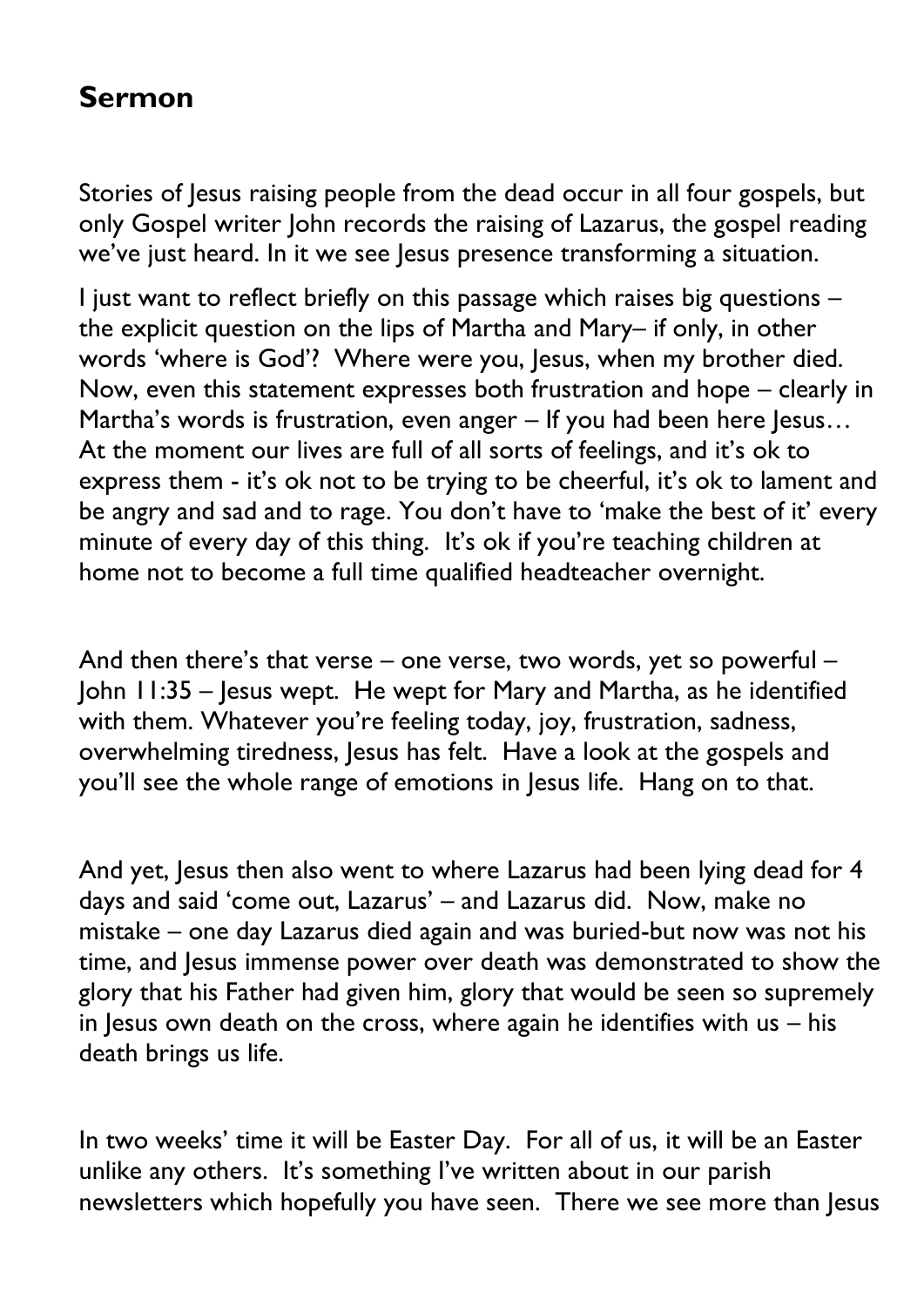## Sermon

Stories of Jesus raising people from the dead occur in all four gospels, but only Gospel writer John records the raising of Lazarus, the gospel reading we've just heard. In it we see Jesus presence transforming a situation.

I just want to reflect briefly on this passage which raises big questions – the explicit question on the lips of Martha and Mary– if only, in other words 'where is God'? Where were you, Jesus, when my brother died. Now, even this statement expresses both frustration and hope – clearly in Martha's words is frustration, even anger – If you had been here Jesus… At the moment our lives are full of all sorts of feelings, and it's ok to express them - it's ok not to be trying to be cheerful, it's ok to lament and be angry and sad and to rage. You don't have to 'make the best of it' every minute of every day of this thing. It's ok if you're teaching children at home not to become a full time qualified headteacher overnight.

And then there's that verse – one verse, two words, yet so powerful – John 11:35 – Jesus wept. He wept for Mary and Martha, as he identified with them. Whatever you're feeling today, joy, frustration, sadness, overwhelming tiredness, Jesus has felt. Have a look at the gospels and you'll see the whole range of emotions in Jesus life. Hang on to that.

And yet, Jesus then also went to where Lazarus had been lying dead for 4 days and said 'come out, Lazarus' – and Lazarus did. Now, make no mistake – one day Lazarus died again and was buried-but now was not his time, and Jesus immense power over death was demonstrated to show the glory that his Father had given him, glory that would be seen so supremely in Jesus own death on the cross, where again he identifies with us – his death brings us life.

In two weeks' time it will be Easter Day. For all of us, it will be an Easter unlike any others. It's something I've written about in our parish newsletters which hopefully you have seen. There we see more than Jesus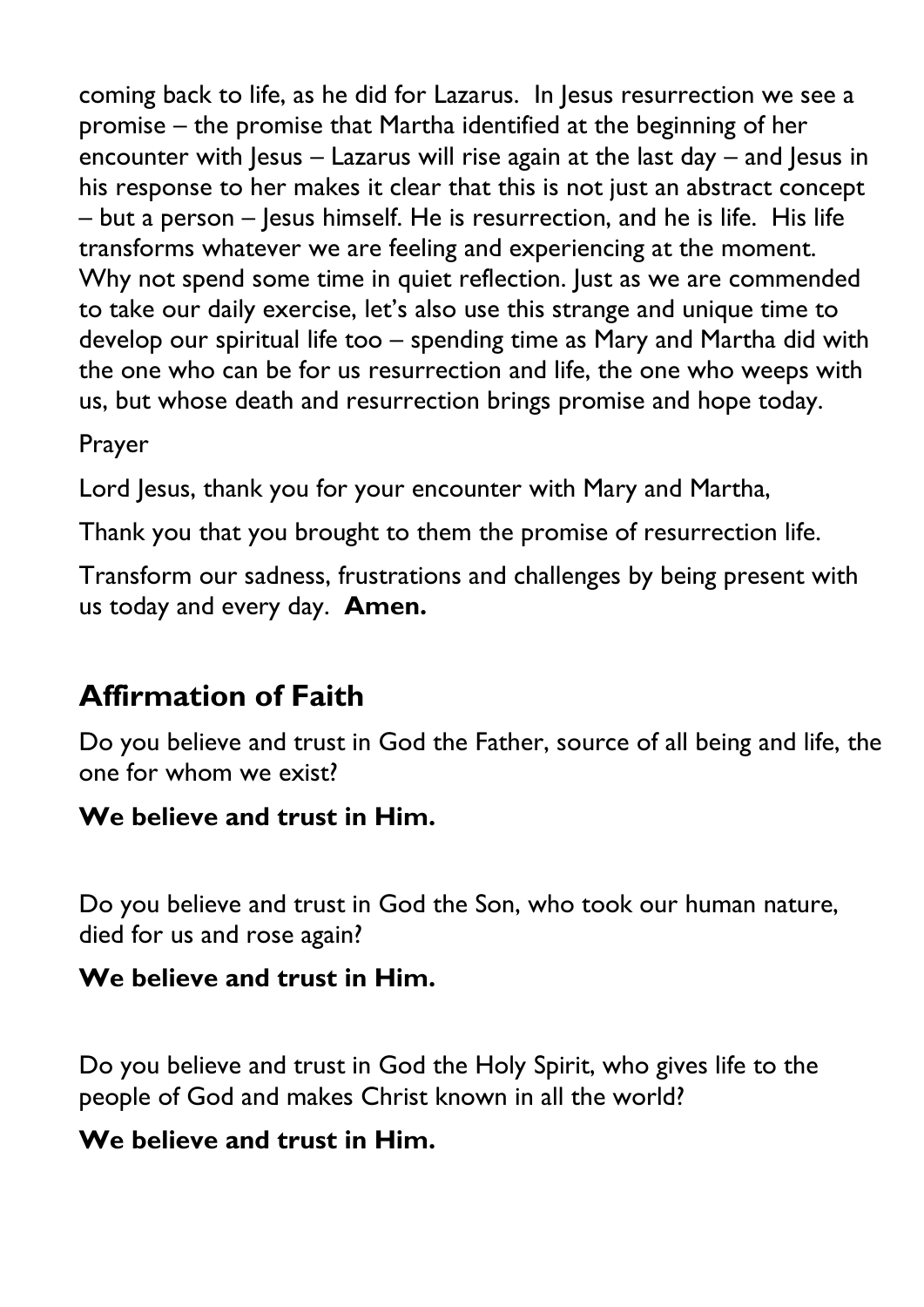coming back to life, as he did for Lazarus. In Jesus resurrection we see a promise – the promise that Martha identified at the beginning of her encounter with Jesus – Lazarus will rise again at the last day – and Jesus in his response to her makes it clear that this is not just an abstract concept – but a person – Jesus himself. He is resurrection, and he is life. His life transforms whatever we are feeling and experiencing at the moment. Why not spend some time in quiet reflection. Just as we are commended to take our daily exercise, let's also use this strange and unique time to develop our spiritual life too – spending time as Mary and Martha did with the one who can be for us resurrection and life, the one who weeps with us, but whose death and resurrection brings promise and hope today.

Prayer

Lord Jesus, thank you for your encounter with Mary and Martha,

Thank you that you brought to them the promise of resurrection life.

Transform our sadness, frustrations and challenges by being present with us today and every day. **Amen.**

## Affirmation of Faith

Do you believe and trust in God the Father, source of all being and life, the one for whom we exist?

**We believe and trust in Him.**

Do you believe and trust in God the Son, who took our human nature, died for us and rose again?

**We believe and trust in Him.**

Do you believe and trust in God the Holy Spirit, who gives life to the people of God and makes Christ known in all the world?

**We believe and trust in Him.**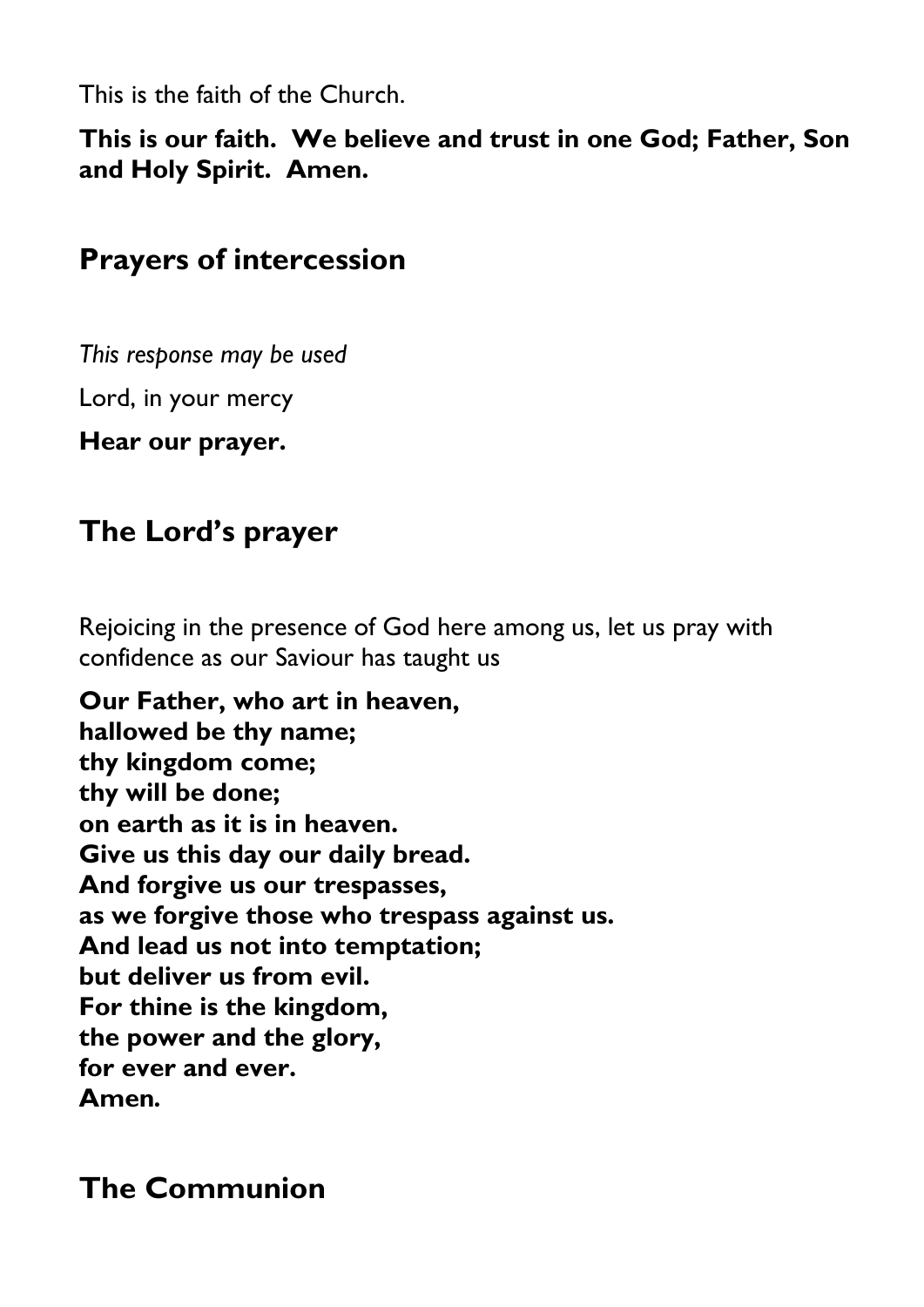This is the faith of the Church.

**This is our faith. We believe and trust in one God; Father, Son and Holy Spirit. Amen.**

## Prayers of intercession

*This response may be used*

Lord, in your mercy

**Hear our prayer.**

## The Lord's prayer

Rejoicing in the presence of God here among us, let us pray with confidence as our Saviour has taught us

**Our Father, who art in heaven,**
**hallowed be thy name;**
**thy kingdom come;**
**thy will be done;**
**on earth as it is in heaven.**
**Give us this day our daily bread.**
**And forgive us our trespasses,**
**as we forgive those who trespass against us.**
**And lead us not into temptation;**
**but deliver us from evil.**
**For thine is the kingdom,**
**the power and the glory,**
**for ever and ever.**
**Amen.**

## The Communion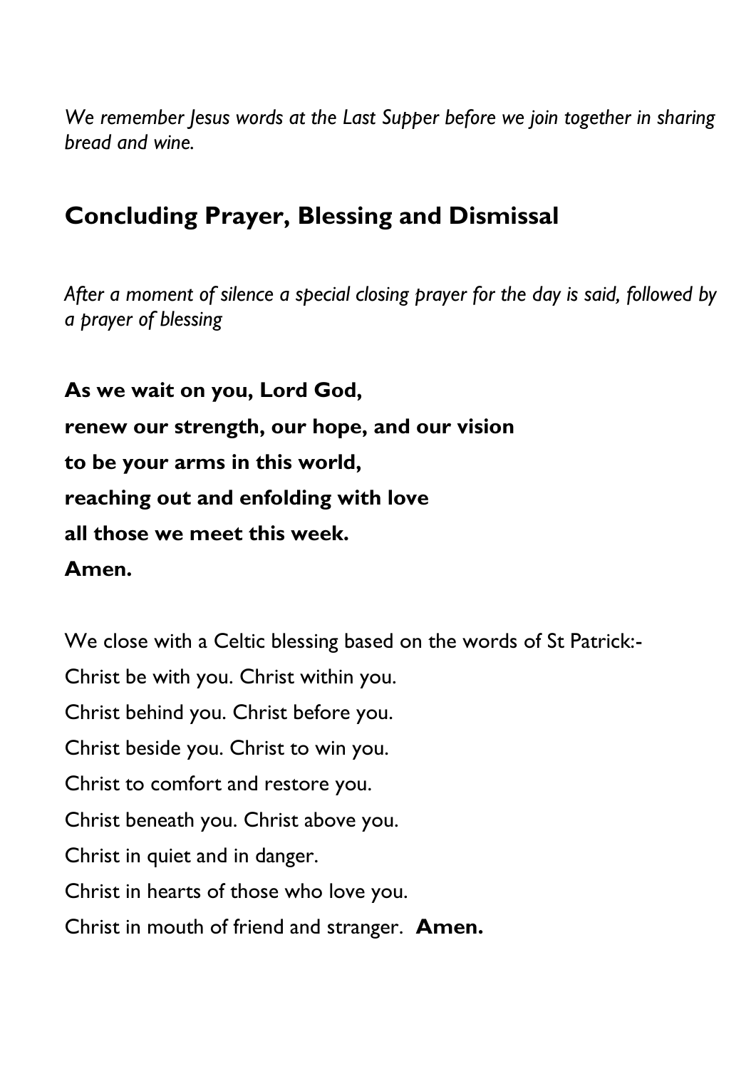*We remember Jesus words at the Last Supper before we join together in sharing bread and wine.*

## Concluding Prayer, Blessing and Dismissal

*After a moment of silence a special closing prayer for the day is said, followed by a prayer of blessing*

**As we wait on you, Lord God,**
**renew our strength, our hope, and our vision**
**to be your arms in this world,**
**reaching out and enfolding with love**
**all those we meet this week.**
**Amen.**

We close with a Celtic blessing based on the words of St Patrick:-
Christ be with you. Christ within you.
Christ behind you. Christ before you.
Christ beside you. Christ to win you.
Christ to comfort and restore you.
Christ beneath you. Christ above you.
Christ in quiet and in danger.
Christ in hearts of those who love you.
Christ in mouth of friend and stranger. **Amen.**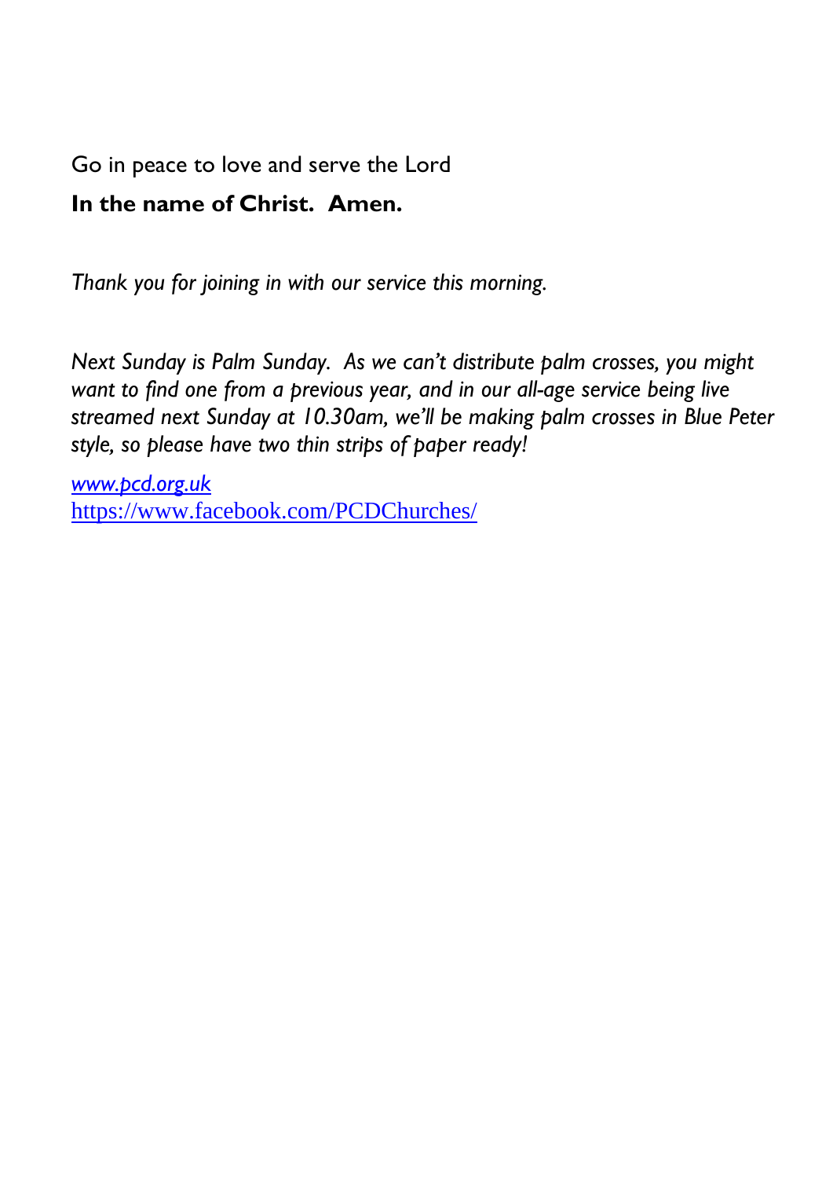Go in peace to love and serve the Lord

**In the name of Christ. Amen.**

*Thank you for joining in with our service this morning.*

*Next Sunday is Palm Sunday. As we can't distribute palm crosses, you might want to find one from a previous year, and in our all-age service being live streamed next Sunday at 10.30am, we'll be making palm crosses in Blue Peter style, so please have two thin strips of paper ready!*

*[www.pcd.org.uk](http://www.pcd.org.uk)*
[https://www.facebook.com/PCDChurches/](https://www.facebook.com/PCDChurches/)